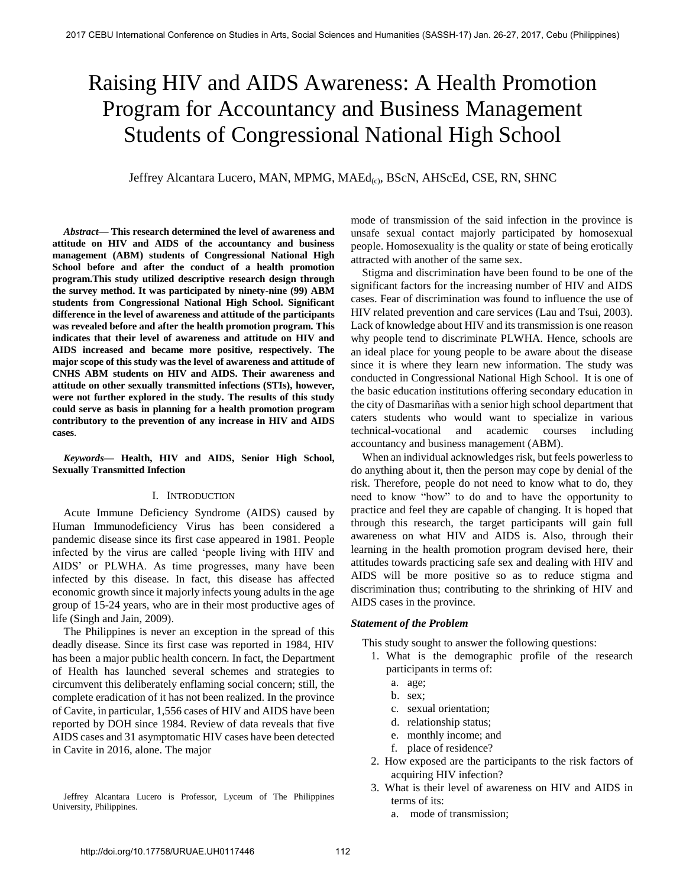# Raising HIV and AIDS Awareness: A Health Promotion Program for Accountancy and Business Management Students of Congressional National High School

Jeffrey Alcantara Lucero, MAN, MPMG, $MAEd_{(c)}$, BScN, AHScEd, CSE, RN, SHNC

***Abstract*— This research determined the level of awareness and attitude on HIV and AIDS of the accountancy and business management (ABM) students of Congressional National High School before and after the conduct of a health promotion program.This study utilized descriptive research design through the survey method. It was participated by ninety-nine (99) ABM students from Congressional National High School. Significant difference in the level of awareness and attitude of the participants was revealed before and after the health promotion program. This indicates that their level of awareness and attitude on HIV and AIDS increased and became more positive, respectively. The major scope of this study was the level of awareness and attitude of CNHS ABM students on HIV and AIDS. Their awareness and attitude on other sexually transmitted infections (STIs), however, were not further explored in the study. The results of this study could serve as basis in planning for a health promotion program contributory to the prevention of any increase in HIV and AIDS cases**.

***Keywords*— Health, HIV and AIDS, Senior High School, Sexually Transmitted Infection**

## I. Introduction

Acute Immune Deficiency Syndrome (AIDS) caused by Human Immunodeficiency Virus has been considered a pandemic disease since its first case appeared in 1981. People infected by the virus are called 'people living with HIV and AIDS' or PLWHA. As time progresses, many have been infected by this disease. In fact, this disease has affected economic growth since it majorly infects young adults in the age group of 15-24 years, who are in their most productive ages of life (Singh and Jain, 2009).

The Philippines is never an exception in the spread of this deadly disease. Since its first case was reported in 1984, HIV has been a major public health concern. In fact, the Department of Health has launched several schemes and strategies to circumvent this deliberately enflaming social concern; still, the complete eradication of it has not been realized. In the province of Cavite, in particular, 1,556 cases of HIV and AIDS have been reported by DOH since 1984. Review of data reveals that five AIDS cases and 31 asymptomatic HIV cases have been detected in Cavite in 2016, alone. The major mode of transmission of the said infection in the province is unsafe sexual contact majorly participated by homosexual people. Homosexuality is the quality or state of being erotically attracted with another of the same sex.

Stigma and discrimination have been found to be one of the significant factors for the increasing number of HIV and AIDS cases. Fear of discrimination was found to influence the use of HIV related prevention and care services (Lau and Tsui, 2003). Lack of knowledge about HIV and its transmission is one reason why people tend to discriminate PLWHA. Hence, schools are an ideal place for young people to be aware about the disease since it is where they learn new information. The study was conducted in Congressional National High School. It is one of the basic education institutions offering secondary education in the city of Dasmariñas with a senior high school department that caters students who would want to specialize in various technical-vocational and academic courses including accountancy and business management (ABM).

When an individual acknowledges risk, but feels powerless to do anything about it, then the person may cope by denial of the risk. Therefore, people do not need to know what to do, they need to know "how" to do and to have the opportunity to practice and feel they are capable of changing. It is hoped that through this research, the target participants will gain full awareness on what HIV and AIDS is. Also, through their learning in the health promotion program devised here, their attitudes towards practicing safe sex and dealing with HIV and AIDS will be more positive so as to reduce stigma and discrimination thus; contributing to the shrinking of HIV and AIDS cases in the province.

### *Statement of the Problem*

This study sought to answer the following questions:

1. What is the demographic profile of the research participants in terms of:
   a. age;
   b. sex;
   c. sexual orientation;
   d. relationship status;
   e. monthly income; and
   f. place of residence?
2. How exposed are the participants to the risk factors of acquiring HIV infection?
3. What is their level of awareness on HIV and AIDS in terms of its:
   a. mode of transmission;

Jeffrey Alcantara Lucero is Professor, Lyceum of The Philippines University, Philippines.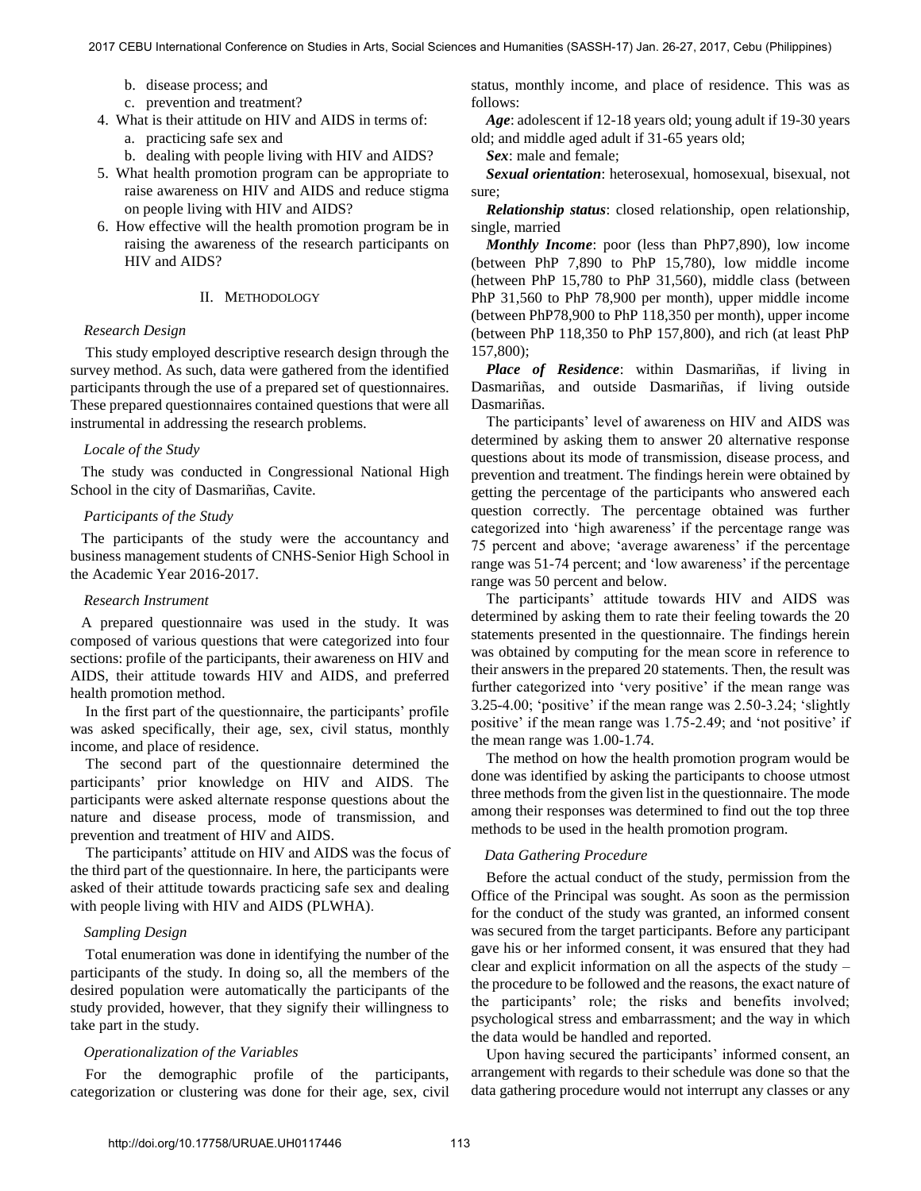b. disease process; and

c. prevention and treatment?

4. What is their attitude on HIV and AIDS in terms of:

   a. practicing safe sex and

   b. dealing with people living with HIV and AIDS?

5. What health promotion program can be appropriate to raise awareness on HIV and AIDS and reduce stigma on people living with HIV and AIDS?

6. How effective will the health promotion program be in raising the awareness of the research participants on HIV and AIDS?

## II. Methodology

### *Research Design*

This study employed descriptive research design through the survey method. As such, data were gathered from the identified participants through the use of a prepared set of questionnaires. These prepared questionnaires contained questions that were all instrumental in addressing the research problems.

### *Locale of the Study*

The study was conducted in Congressional National High School in the city of Dasmariñas, Cavite.

### *Participants of the Study*

The participants of the study were the accountancy and business management students of CNHS-Senior High School in the Academic Year 2016-2017.

### *Research Instrument*

A prepared questionnaire was used in the study. It was composed of various questions that were categorized into four sections: profile of the participants, their awareness on HIV and AIDS, their attitude towards HIV and AIDS, and preferred health promotion method.

In the first part of the questionnaire, the participants' profile was asked specifically, their age, sex, civil status, monthly income, and place of residence.

The second part of the questionnaire determined the participants' prior knowledge on HIV and AIDS. The participants were asked alternate response questions about the nature and disease process, mode of transmission, and prevention and treatment of HIV and AIDS.

The participants' attitude on HIV and AIDS was the focus of the third part of the questionnaire. In here, the participants were asked of their attitude towards practicing safe sex and dealing with people living with HIV and AIDS (PLWHA).

### *Sampling Design*

Total enumeration was done in identifying the number of the participants of the study. In doing so, all the members of the desired population were automatically the participants of the study provided, however, that they signify their willingness to take part in the study.

### *Operationalization of the Variables*

For the demographic profile of the participants, categorization or clustering was done for their age, sex, civil status, monthly income, and place of residence. This was as follows:

***Age***: adolescent if 12-18 years old; young adult if 19-30 years old; and middle aged adult if 31-65 years old;

***Sex***: male and female;

***Sexual orientation***: heterosexual, homosexual, bisexual, not sure;

***Relationship status***: closed relationship, open relationship, single, married

***Monthly Income***: poor (less than PhP7,890), low income (between PhP 7,890 to PhP 15,780), low middle income (between PhP 15,780 to PhP 31,560), middle class (between PhP 31,560 to PhP 78,900 per month), upper middle income (between PhP78,900 to PhP 118,350 per month), upper income (between PhP 118,350 to PhP 157,800), and rich (at least PhP 157,800);

***Place of Residence***: within Dasmariñas, if living in Dasmariñas, and outside Dasmariñas, if living outside Dasmariñas.

The participants' level of awareness on HIV and AIDS was determined by asking them to answer 20 alternative response questions about its mode of transmission, disease process, and prevention and treatment. The findings herein were obtained by getting the percentage of the participants who answered each question correctly. The percentage obtained was further categorized into 'high awareness' if the percentage range was 75 percent and above; 'average awareness' if the percentage range was 51-74 percent; and 'low awareness' if the percentage range was 50 percent and below.

The participants' attitude towards HIV and AIDS was determined by asking them to rate their feeling towards the 20 statements presented in the questionnaire. The findings herein was obtained by computing for the mean score in reference to their answers in the prepared 20 statements. Then, the result was further categorized into 'very positive' if the mean range was 3.25-4.00; 'positive' if the mean range was 2.50-3.24; 'slightly positive' if the mean range was 1.75-2.49; and 'not positive' if the mean range was 1.00-1.74.

The method on how the health promotion program would be done was identified by asking the participants to choose utmost three methods from the given list in the questionnaire. The mode among their responses was determined to find out the top three methods to be used in the health promotion program.

### *Data Gathering Procedure*

Before the actual conduct of the study, permission from the Office of the Principal was sought. As soon as the permission for the conduct of the study was granted, an informed consent was secured from the target participants. Before any participant gave his or her informed consent, it was ensured that they had clear and explicit information on all the aspects of the study – the procedure to be followed and the reasons, the exact nature of the participants' role; the risks and benefits involved; psychological stress and embarrassment; and the way in which the data would be handled and reported.

Upon having secured the participants' informed consent, an arrangement with regards to their schedule was done so that the data gathering procedure would not interrupt any classes or any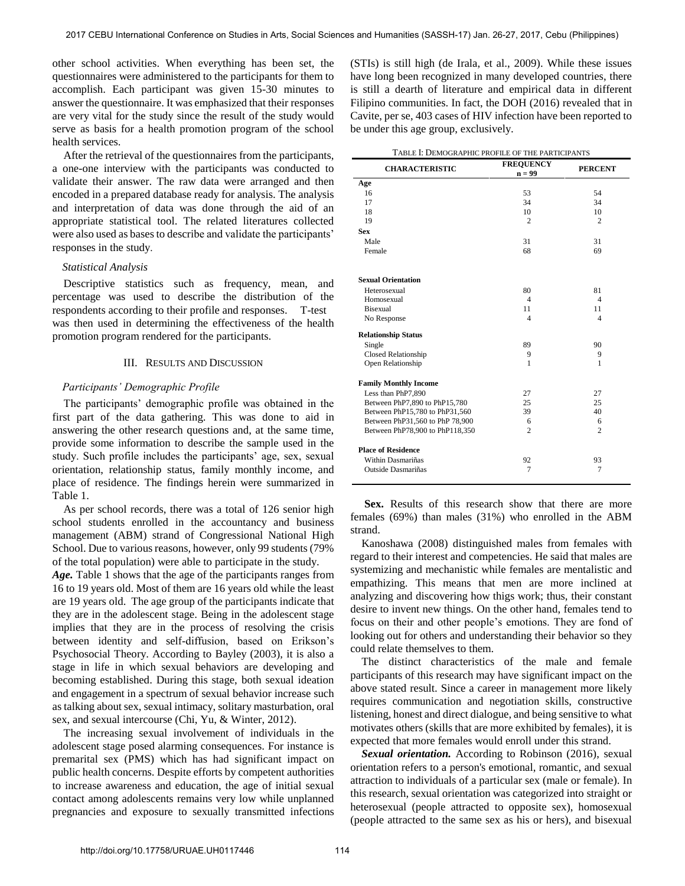other school activities. When everything has been set, the questionnaires were administered to the participants for them to accomplish. Each participant was given 15-30 minutes to answer the questionnaire. It was emphasized that their responses are very vital for the study since the result of the study would serve as basis for a health promotion program of the school health services.

After the retrieval of the questionnaires from the participants, a one-one interview with the participants was conducted to validate their answer. The raw data were arranged and then encoded in a prepared database ready for analysis. The analysis and interpretation of data was done through the aid of an appropriate statistical tool. The related literatures collected were also used as bases to describe and validate the participants' responses in the study.

### *Statistical Analysis*

Descriptive statistics such as frequency, mean, and percentage was used to describe the distribution of the respondents according to their profile and responses. T-test was then used in determining the effectiveness of the health promotion program rendered for the participants.

## III. Results and Discussion

### *Participants' Demographic Profile*

The participants' demographic profile was obtained in the first part of the data gathering. This was done to aid in answering the other research questions and, at the same time, provide some information to describe the sample used in the study. Such profile includes the participants' age, sex, sexual orientation, relationship status, family monthly income, and place of residence. The findings herein were summarized in Table 1.

As per school records, there was a total of 126 senior high school students enrolled in the accountancy and business management (ABM) strand of Congressional National High School. Due to various reasons, however, only 99 students (79% of the total population) were able to participate in the study.

***Age.*** Table 1 shows that the age of the participants ranges from 16 to 19 years old. Most of them are 16 years old while the least are 19 years old. The age group of the participants indicate that they are in the adolescent stage. Being in the adolescent stage implies that they are in the process of resolving the crisis between identity and self-diffusion, based on Erikson's Psychosocial Theory. According to Bayley (2003), it is also a stage in life in which sexual behaviors are developing and becoming established. During this stage, both sexual ideation and engagement in a spectrum of sexual behavior increase such as talking about sex, sexual intimacy, solitary masturbation, oral sex, and sexual intercourse (Chi, Yu, & Winter, 2012).

The increasing sexual involvement of individuals in the adolescent stage posed alarming consequences. For instance is premarital sex (PMS) which has had significant impact on public health concerns. Despite efforts by competent authorities to increase awareness and education, the age of initial sexual contact among adolescents remains very low while unplanned pregnancies and exposure to sexually transmitted infections (STIs) is still high (de Irala, et al., 2009). While these issues have long been recognized in many developed countries, there is still a dearth of literature and empirical data in different Filipino communities. In fact, the DOH (2016) revealed that in Cavite, per se, 403 cases of HIV infection have been reported to be under this age group, exclusively.

TABLE I: DEMOGRAPHIC PROFILE OF THE PARTICIPANTS

| CHARACTERISTIC | FREQUENCY n = 99 | PERCENT |
|---|---|---|
| **Age** | | |
| 16 | 53 | 54 |
| 17 | 34 | 34 |
| 18 | 10 | 10 |
| 19 | 2 | 2 |
| **Sex** | | |
| Male | 31 | 31 |
| Female | 68 | 69 |
| **Sexual Orientation** | | |
| Heterosexual | 80 | 81 |
| Homosexual | 4 | 4 |
| Bisexual | 11 | 11 |
| No Response | 4 | 4 |
| **Relationship Status** | | |
| Single | 89 | 90 |
| Closed Relationship | 9 | 9 |
| Open Relationship | 1 | 1 |
| **Family Monthly Income** | | |
| Less than PhP7,890 | 27 | 27 |
| Between PhP7,890 to PhP15,780 | 25 | 25 |
| Between PhP15,780 to PhP31,560 | 39 | 40 |
| Between PhP31,560 to PhP 78,900 | 6 | 6 |
| Between PhP78,900 to PhP118,350 | 2 | 2 |
| **Place of Residence** | | |
| Within Dasmariñas | 92 | 93 |
| Outside Dasmariñas | 7 | 7 |

**Sex.** Results of this research show that there are more females (69%) than males (31%) who enrolled in the ABM strand.

Kanoshawa (2008) distinguished males from females with regard to their interest and competencies. He said that males are systemizing and mechanistic while females are mentalistic and empathizing. This means that men are more inclined at analyzing and discovering how thigs work; thus, their constant desire to invent new things. On the other hand, females tend to focus on their and other people's emotions. They are fond of looking out for others and understanding their behavior so they could relate themselves to them.

The distinct characteristics of the male and female participants of this research may have significant impact on the above stated result. Since a career in management more likely requires communication and negotiation skills, constructive listening, honest and direct dialogue, and being sensitive to what motivates others (skills that are more exhibited by females), it is expected that more females would enroll under this strand.

***Sexual orientation.*** According to Robinson (2016), sexual orientation refers to a person's emotional, romantic, and sexual attraction to individuals of a particular sex (male or female). In this research, sexual orientation was categorized into straight or heterosexual (people attracted to opposite sex), homosexual (people attracted to the same sex as his or hers), and bisexual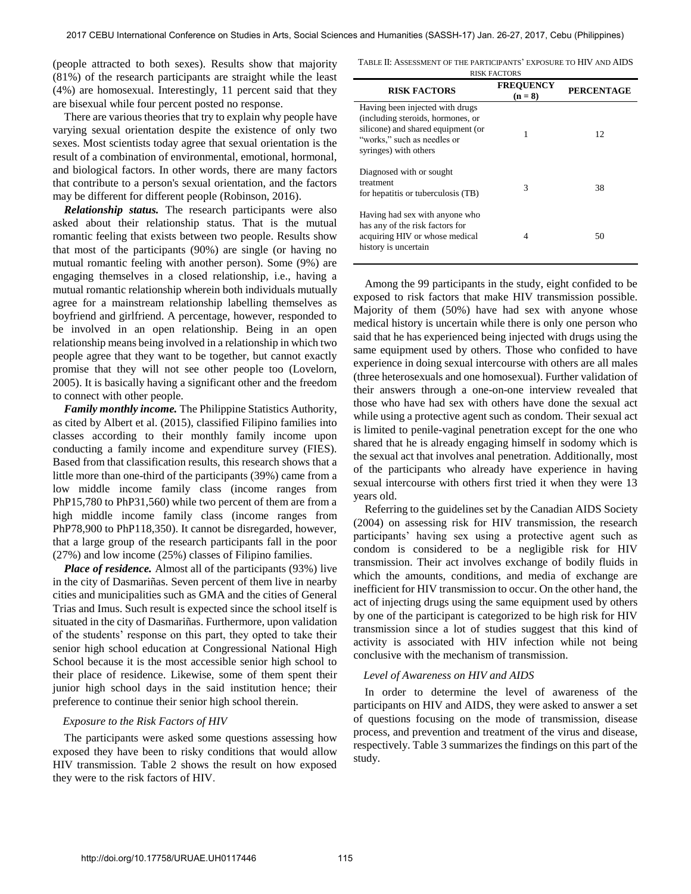(people attracted to both sexes). Results show that majority (81%) of the research participants are straight while the least (4%) are homosexual. Interestingly, 11 percent said that they are bisexual while four percent posted no response.

There are various theories that try to explain why people have varying sexual orientation despite the existence of only two sexes. Most scientists today agree that sexual orientation is the result of a combination of environmental, emotional, hormonal, and biological factors. In other words, there are many factors that contribute to a person's sexual orientation, and the factors may be different for different people (Robinson, 2016).

***Relationship status.*** The research participants were also asked about their relationship status. That is the mutual romantic feeling that exists between two people. Results show that most of the participants (90%) are single (or having no mutual romantic feeling with another person). Some (9%) are engaging themselves in a closed relationship, i.e., having a mutual romantic relationship wherein both individuals mutually agree for a mainstream relationship labelling themselves as boyfriend and girlfriend. A percentage, however, responded to be involved in an open relationship. Being in an open relationship means being involved in a relationship in which two people agree that they want to be together, but cannot exactly promise that they will not see other people too (Lovelorn, 2005). It is basically having a significant other and the freedom to connect with other people.

***Family monthly income.*** The Philippine Statistics Authority, as cited by Albert et al. (2015), classified Filipino families into classes according to their monthly family income upon conducting a family income and expenditure survey (FIES). Based from that classification results, this research shows that a little more than one-third of the participants (39%) came from a low middle income family class (income ranges from PhP15,780 to PhP31,560) while two percent of them are from a high middle income family class (income ranges from PhP78,900 to PhP118,350). It cannot be disregarded, however, that a large group of the research participants fall in the poor (27%) and low income (25%) classes of Filipino families.

***Place of residence.*** Almost all of the participants (93%) live in the city of Dasmariñas. Seven percent of them live in nearby cities and municipalities such as GMA and the cities of General Trias and Imus. Such result is expected since the school itself is situated in the city of Dasmariñas. Furthermore, upon validation of the students' response on this part, they opted to take their senior high school education at Congressional National High School because it is the most accessible senior high school to their place of residence. Likewise, some of them spent their junior high school days in the said institution hence; their preference to continue their senior high school therein.

### *Exposure to the Risk Factors of HIV*

The participants were asked some questions assessing how exposed they have been to risky conditions that would allow HIV transmission. Table 2 shows the result on how exposed they were to the risk factors of HIV.

TABLE II: ASSESSMENT OF THE PARTICIPANTS' EXPOSURE TO HIV AND AIDS RISK FACTORS

| RISK FACTORS | FREQUENCY (n = 8) | PERCENTAGE |
|---|---|---|
| Having been injected with drugs (including steroids, hormones, or silicone) and shared equipment (or "works," such as needles or syringes) with others | 1 | 12 |
| Diagnosed with or sought treatment for hepatitis or tuberculosis (TB) | 3 | 38 |
| Having had sex with anyone who has any of the risk factors for acquiring HIV or whose medical history is uncertain | 4 | 50 |

Among the 99 participants in the study, eight confided to be exposed to risk factors that make HIV transmission possible. Majority of them (50%) have had sex with anyone whose medical history is uncertain while there is only one person who said that he has experienced being injected with drugs using the same equipment used by others. Those who confided to have experience in doing sexual intercourse with others are all males (three heterosexuals and one homosexual). Further validation of their answers through a one-on-one interview revealed that those who have had sex with others have done the sexual act while using a protective agent such as condom. Their sexual act is limited to penile-vaginal penetration except for the one who shared that he is already engaging himself in sodomy which is the sexual act that involves anal penetration. Additionally, most of the participants who already have experience in having sexual intercourse with others first tried it when they were 13 years old.

Referring to the guidelines set by the Canadian AIDS Society (2004) on assessing risk for HIV transmission, the research participants' having sex using a protective agent such as condom is considered to be a negligible risk for HIV transmission. Their act involves exchange of bodily fluids in which the amounts, conditions, and media of exchange are inefficient for HIV transmission to occur. On the other hand, the act of injecting drugs using the same equipment used by others by one of the participant is categorized to be high risk for HIV transmission since a lot of studies suggest that this kind of activity is associated with HIV infection while not being conclusive with the mechanism of transmission.

### *Level of Awareness on HIV and AIDS*

In order to determine the level of awareness of the participants on HIV and AIDS, they were asked to answer a set of questions focusing on the mode of transmission, disease process, and prevention and treatment of the virus and disease, respectively. Table 3 summarizes the findings on this part of the study.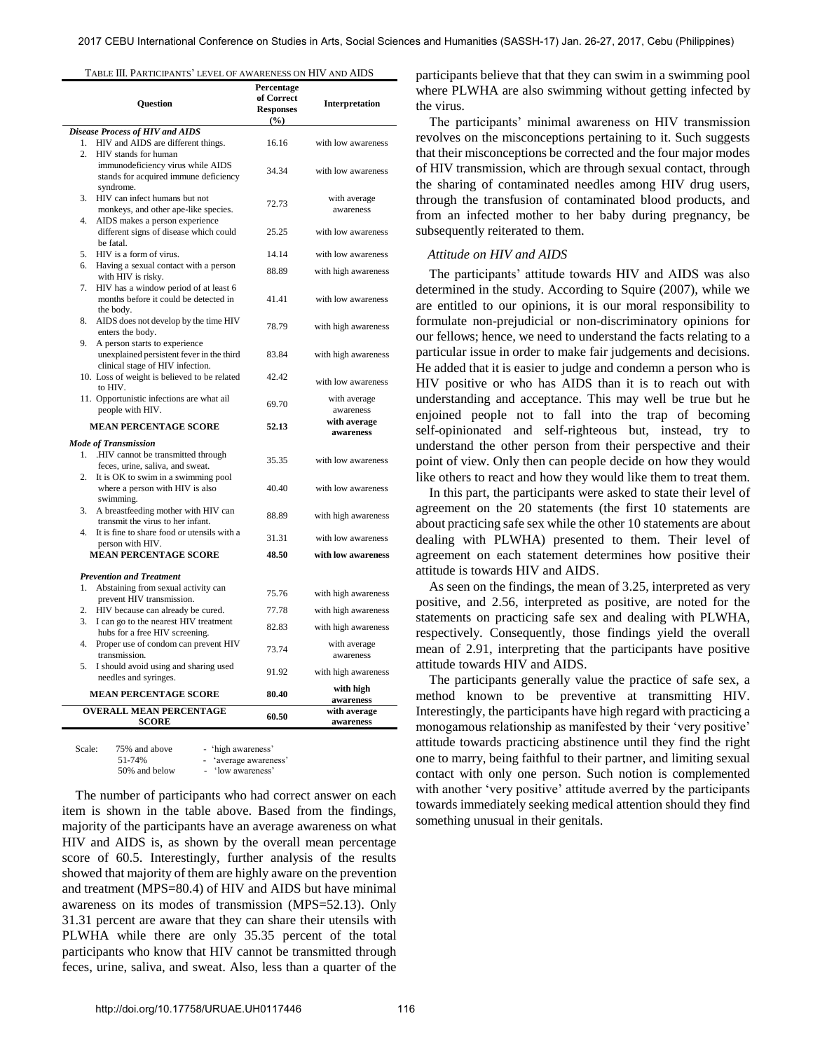TABLE III. PARTICIPANTS' LEVEL OF AWARENESS ON HIV AND AIDS

| Question | Percentage of Correct Responses (%) | Interpretation |
|---|---|---|
| ***Disease Process of HIV and AIDS*** | | |
| 1. HIV and AIDS are different things. | 16.16 | with low awareness |
| 2. HIV stands for human immunodeficiency virus while AIDS stands for acquired immune deficiency syndrome. | 34.34 | with low awareness |
| 3. HIV can infect humans but not monkeys, and other ape-like species. | 72.73 | with average awareness |
| 4. AIDS makes a person experience different signs of disease which could be fatal. | 25.25 | with low awareness |
| 5. HIV is a form of virus. | 14.14 | with low awareness |
| 6. Having a sexual contact with a person with HIV is risky. | 88.89 | with high awareness |
| 7. HIV has a window period of at least 6 months before it could be detected in the body. | 41.41 | with low awareness |
| 8. AIDS does not develop by the time HIV enters the body. | 78.79 | with high awareness |
| 9. A person starts to experience unexplained persistent fever in the third clinical stage of HIV infection. | 83.84 | with high awareness |
| 10. Loss of weight is believed to be related to HIV. | 42.42 | with low awareness |
| 11. Opportunistic infections are what ail people with HIV. | 69.70 | with average awareness |
| **MEAN PERCENTAGE SCORE** | **52.13** | **with average awareness** |
| ***Mode of Transmission*** | | |
| 1. .HIV cannot be transmitted through feces, urine, saliva, and sweat. | 35.35 | with low awareness |
| 2. It is OK to swim in a swimming pool where a person with HIV is also swimming. | 40.40 | with low awareness |
| 3. A breastfeeding mother with HIV can transmit the virus to her infant. | 88.89 | with high awareness |
| 4. It is fine to share food or utensils with a person with HIV. | 31.31 | with low awareness |
| **MEAN PERCENTAGE SCORE** | **48.50** | **with low awareness** |
| ***Prevention and Treatment*** | | |
| 1. Abstaining from sexual activity can prevent HIV transmission. | 75.76 | with high awareness |
| 2. HIV because can already be cured. | 77.78 | with high awareness |
| 3. I can go to the nearest HIV treatment hubs for a free HIV screening. | 82.83 | with high awareness |
| 4. Proper use of condom can prevent HIV transmission. | 73.74 | with average awareness |
| 5. I should avoid using and sharing used needles and syringes. | 91.92 | with high awareness |
| **MEAN PERCENTAGE SCORE** | **80.40** | **with high awareness** |
| **OVERALL MEAN PERCENTAGE SCORE** | **60.50** | **with average awareness** |

Scale: 75% and above - 'high awareness'
51-74% - 'average awareness'
50% and below - 'low awareness'

The number of participants who had correct answer on each item is shown in the table above. Based from the findings, majority of the participants have an average awareness on what HIV and AIDS is, as shown by the overall mean percentage score of 60.5. Interestingly, further analysis of the results showed that majority of them are highly aware on the prevention and treatment (MPS=80.4) of HIV and AIDS but have minimal awareness on its modes of transmission (MPS=52.13). Only 31.31 percent are aware that they can share their utensils with PLWHA while there are only 35.35 percent of the total participants who know that HIV cannot be transmitted through feces, urine, saliva, and sweat. Also, less than a quarter of the participants believe that that they can swim in a swimming pool where PLWHA are also swimming without getting infected by the virus.

The participants' minimal awareness on HIV transmission revolves on the misconceptions pertaining to it. Such suggests that their misconceptions be corrected and the four major modes of HIV transmission, which are through sexual contact, through the sharing of contaminated needles among HIV drug users, through the transfusion of contaminated blood products, and from an infected mother to her baby during pregnancy, be subsequently reiterated to them.

### *Attitude on HIV and AIDS*

The participants' attitude towards HIV and AIDS was also determined in the study. According to Squire (2007), while we are entitled to our opinions, it is our moral responsibility to formulate non-prejudicial or non-discriminatory opinions for our fellows; hence, we need to understand the facts relating to a particular issue in order to make fair judgements and decisions. He added that it is easier to judge and condemn a person who is HIV positive or who has AIDS than it is to reach out with understanding and acceptance. This may well be true but he enjoined people not to fall into the trap of becoming self-opinionated and self-righteous but, instead, try to understand the other person from their perspective and their point of view. Only then can people decide on how they would like others to react and how they would like them to treat them.

In this part, the participants were asked to state their level of agreement on the 20 statements (the first 10 statements are about practicing safe sex while the other 10 statements are about dealing with PLWHA) presented to them. Their level of agreement on each statement determines how positive their attitude is towards HIV and AIDS.

As seen on the findings, the mean of 3.25, interpreted as very positive, and 2.56, interpreted as positive, are noted for the statements on practicing safe sex and dealing with PLWHA, respectively. Consequently, those findings yield the overall mean of 2.91, interpreting that the participants have positive attitude towards HIV and AIDS.

The participants generally value the practice of safe sex, a method known to be preventive at transmitting HIV. Interestingly, the participants have high regard with practicing a monogamous relationship as manifested by their 'very positive' attitude towards practicing abstinence until they find the right one to marry, being faithful to their partner, and limiting sexual contact with only one person. Such notion is complemented with another 'very positive' attitude averred by the participants towards immediately seeking medical attention should they find something unusual in their genitals.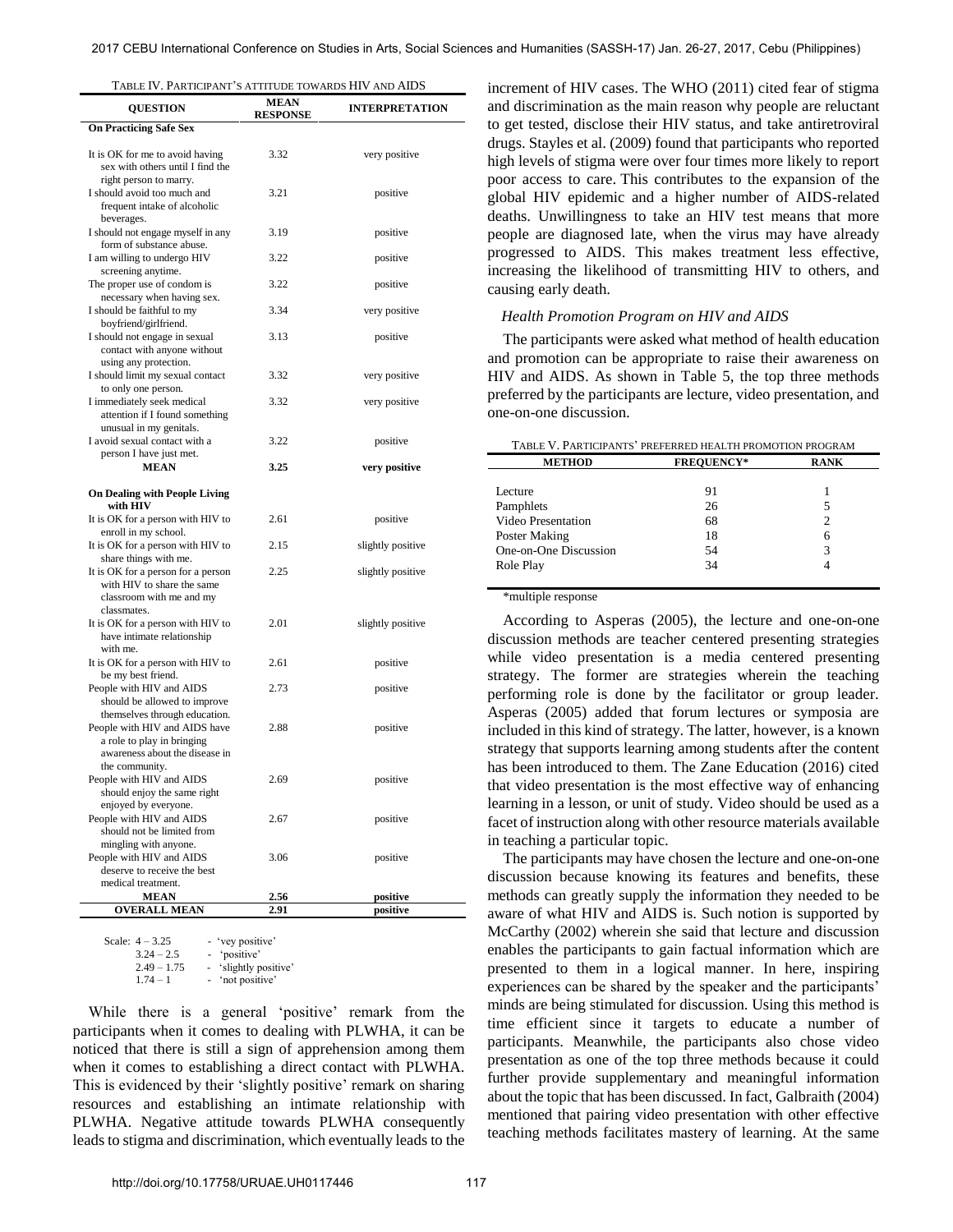TABLE IV. PARTICIPANT'S ATTITUDE TOWARDS HIV AND AIDS

| QUESTION | MEAN RESPONSE | INTERPRETATION |
|---|---|---|
| **On Practicing Safe Sex** | | |
| It is OK for me to avoid having sex with others until I find the right person to marry. | 3.32 | very positive |
| I should avoid too much and frequent intake of alcoholic beverages. | 3.21 | positive |
| I should not engage myself in any form of substance abuse. | 3.19 | positive |
| I am willing to undergo HIV screening anytime. | 3.22 | positive |
| The proper use of condom is necessary when having sex. | 3.22 | positive |
| I should be faithful to my boyfriend/girlfriend. | 3.34 | very positive |
| I should not engage in sexual contact with anyone without using any protection. | 3.13 | positive |
| I should limit my sexual contact to only one person. | 3.32 | very positive |
| I immediately seek medical attention if I found something unusual in my genitals. | 3.32 | very positive |
| I avoid sexual contact with a person I have just met. | 3.22 | positive |
| **MEAN** | **3.25** | **very positive** |
| **On Dealing with People Living with HIV** | | |
| It is OK for a person with HIV to enroll in my school. | 2.61 | positive |
| It is OK for a person with HIV to share things with me. | 2.15 | slightly positive |
| It is OK for a person for a person with HIV to share the same classroom with me and my classmates. | 2.25 | slightly positive |
| It is OK for a person with HIV to have intimate relationship with me. | 2.01 | slightly positive |
| It is OK for a person with HIV to be my best friend. | 2.61 | positive |
| People with HIV and AIDS should be allowed to improve themselves through education. | 2.73 | positive |
| People with HIV and AIDS have a role to play in bringing awareness about the disease in the community. | 2.88 | positive |
| People with HIV and AIDS should enjoy the same right enjoyed by everyone. | 2.69 | positive |
| People with HIV and AIDS should not be limited from mingling with anyone. | 2.67 | positive |
| People with HIV and AIDS deserve to receive the best medical treatment. | 3.06 | positive |
| **MEAN** | **2.56** | **positive** |
| **OVERALL MEAN** | **2.91** | **positive** |

Scale: 4 – 3.25 - 'vey positive'
3.24 – 2.5 - 'positive'
2.49 – 1.75 - 'slightly positive'
1.74 – 1 - 'not positive'

While there is a general 'positive' remark from the participants when it comes to dealing with PLWHA, it can be noticed that there is still a sign of apprehension among them when it comes to establishing a direct contact with PLWHA. This is evidenced by their 'slightly positive' remark on sharing resources and establishing an intimate relationship with PLWHA. Negative attitude towards PLWHA consequently leads to stigma and discrimination, which eventually leads to the increment of HIV cases. The WHO (2011) cited fear of stigma and discrimination as the main reason why people are reluctant to get tested, disclose their HIV status, and take antiretroviral drugs. Stayles et al. (2009) found that participants who reported high levels of stigma were over four times more likely to report poor access to care. This contributes to the expansion of the global HIV epidemic and a higher number of AIDS-related deaths. Unwillingness to take an HIV test means that more people are diagnosed late, when the virus may have already progressed to AIDS. This makes treatment less effective, increasing the likelihood of transmitting HIV to others, and causing early death.

### *Health Promotion Program on HIV and AIDS*

The participants were asked what method of health education and promotion can be appropriate to raise their awareness on HIV and AIDS. As shown in Table 5, the top three methods preferred by the participants are lecture, video presentation, and one-on-one discussion.

TABLE V. PARTICIPANTS' PREFERRED HEALTH PROMOTION PROGRAM

| METHOD | FREQUENCY* | RANK |
|---|---|---|
| Lecture | 91 | 1 |
| Pamphlets | 26 | 5 |
| Video Presentation | 68 | 2 |
| Poster Making | 18 | 6 |
| One-on-One Discussion | 54 | 3 |
| Role Play | 34 | 4 |

*multiple response

According to Asperas (2005), the lecture and one-on-one discussion methods are teacher centered presenting strategies while video presentation is a media centered presenting strategy. The former are strategies wherein the teaching performing role is done by the facilitator or group leader. Asperas (2005) added that forum lectures or symposia are included in this kind of strategy. The latter, however, is a known strategy that supports learning among students after the content has been introduced to them. The Zane Education (2016) cited that video presentation is the most effective way of enhancing learning in a lesson, or unit of study. Video should be used as a facet of instruction along with other resource materials available in teaching a particular topic.

The participants may have chosen the lecture and one-on-one discussion because knowing its features and benefits, these methods can greatly supply the information they needed to be aware of what HIV and AIDS is. Such notion is supported by McCarthy (2002) wherein she said that lecture and discussion enables the participants to gain factual information which are presented to them in a logical manner. In here, inspiring experiences can be shared by the speaker and the participants' minds are being stimulated for discussion. Using this method is time efficient since it targets to educate a number of participants. Meanwhile, the participants also chose video presentation as one of the top three methods because it could further provide supplementary and meaningful information about the topic that has been discussed. In fact, Galbraith (2004) mentioned that pairing video presentation with other effective teaching methods facilitates mastery of learning. At the same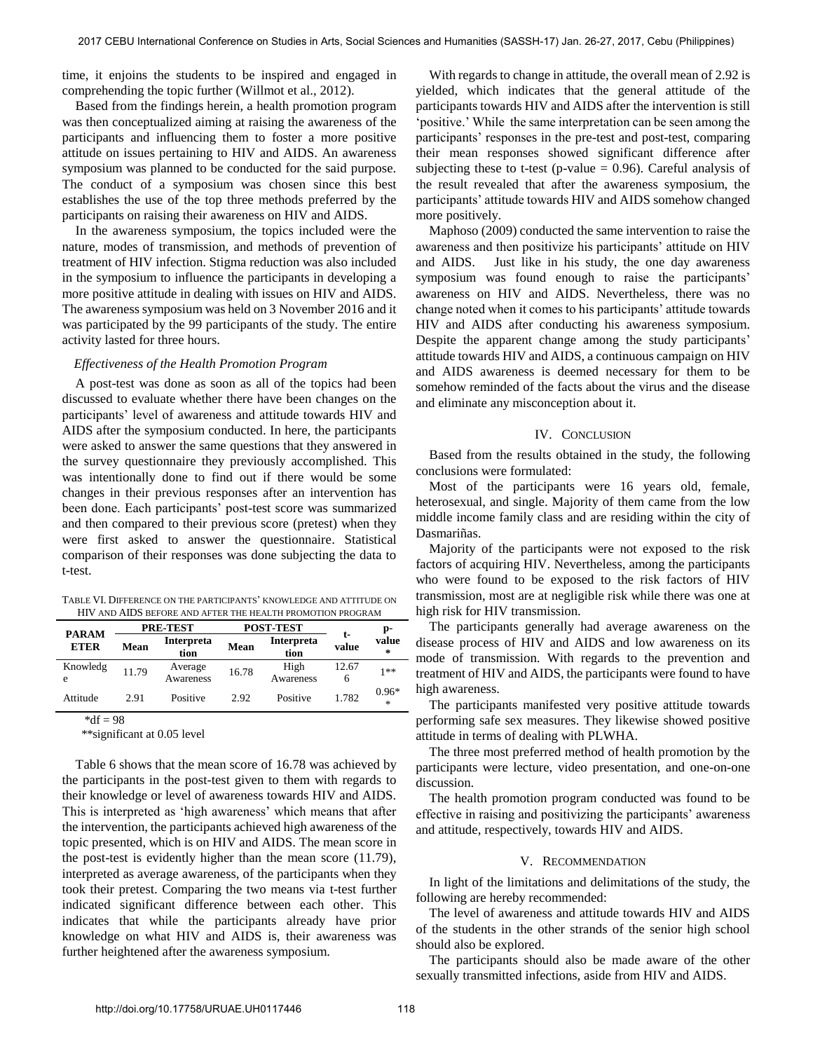time, it enjoins the students to be inspired and engaged in comprehending the topic further (Willmot et al., 2012).

Based from the findings herein, a health promotion program was then conceptualized aiming at raising the awareness of the participants and influencing them to foster a more positive attitude on issues pertaining to HIV and AIDS. An awareness symposium was planned to be conducted for the said purpose. The conduct of a symposium was chosen since this best establishes the use of the top three methods preferred by the participants on raising their awareness on HIV and AIDS.

In the awareness symposium, the topics included were the nature, modes of transmission, and methods of prevention of treatment of HIV infection. Stigma reduction was also included in the symposium to influence the participants in developing a more positive attitude in dealing with issues on HIV and AIDS. The awareness symposium was held on 3 November 2016 and it was participated by the 99 participants of the study. The entire activity lasted for three hours.

*Effectiveness of the Health Promotion Program*

A post-test was done as soon as all of the topics had been discussed to evaluate whether there have been changes on the participants' level of awareness and attitude towards HIV and AIDS after the symposium conducted. In here, the participants were asked to answer the same questions that they answered in the survey questionnaire they previously accomplished. This was intentionally done to find out if there would be some changes in their previous responses after an intervention has been done. Each participants' post-test score was summarized and then compared to their previous score (pretest) when they were first asked to answer the questionnaire. Statistical comparison of their responses was done subjecting the data to t-test.

TABLE VI. DIFFERENCE ON THE PARTICIPANTS' KNOWLEDGE AND ATTITUDE ON HIV AND AIDS BEFORE AND AFTER THE HEALTH PROMOTION PROGRAM

| PARAMETER | PRE-TEST | | POST-TEST | | t-value | p-value* |
|---|---|---|---|---|---|---|
| | Mean | Interpretation | Mean | Interpretation | | |
| Knowledge | 11.79 | Average Awareness | 16.78 | High Awareness | 12.676 | 1** |
| Attitude | 2.91 | Positive | 2.92 | Positive | 1.782 | 0.96** |

*df = 98

**significant at 0.05 level

Table 6 shows that the mean score of 16.78 was achieved by the participants in the post-test given to them with regards to their knowledge or level of awareness towards HIV and AIDS. This is interpreted as 'high awareness' which means that after the intervention, the participants achieved high awareness of the topic presented, which is on HIV and AIDS. The mean score in the post-test is evidently higher than the mean score (11.79), interpreted as average awareness, of the participants when they took their pretest. Comparing the two means via t-test further indicated significant difference between each other. This indicates that while the participants already have prior knowledge on what HIV and AIDS is, their awareness was further heightened after the awareness symposium.

With regards to change in attitude, the overall mean of 2.92 is yielded, which indicates that the general attitude of the participants towards HIV and AIDS after the intervention is still 'positive.' While the same interpretation can be seen among the participants' responses in the pre-test and post-test, comparing their mean responses showed significant difference after subjecting these to t-test (p-value = 0.96). Careful analysis of the result revealed that after the awareness symposium, the participants' attitude towards HIV and AIDS somehow changed more positively.

Maphoso (2009) conducted the same intervention to raise the awareness and then positivize his participants' attitude on HIV and AIDS. Just like in his study, the one day awareness symposium was found enough to raise the participants' awareness on HIV and AIDS. Nevertheless, there was no change noted when it comes to his participants' attitude towards HIV and AIDS after conducting his awareness symposium. Despite the apparent change among the study participants' attitude towards HIV and AIDS, a continuous campaign on HIV and AIDS awareness is deemed necessary for them to be somehow reminded of the facts about the virus and the disease and eliminate any misconception about it.

## IV. CONCLUSION

Based from the results obtained in the study, the following conclusions were formulated:

Most of the participants were 16 years old, female, heterosexual, and single. Majority of them came from the low middle income family class and are residing within the city of Dasmariñas.

Majority of the participants were not exposed to the risk factors of acquiring HIV. Nevertheless, among the participants who were found to be exposed to the risk factors of HIV transmission, most are at negligible risk while there was one at high risk for HIV transmission.

The participants generally had average awareness on the disease process of HIV and AIDS and low awareness on its mode of transmission. With regards to the prevention and treatment of HIV and AIDS, the participants were found to have high awareness.

The participants manifested very positive attitude towards performing safe sex measures. They likewise showed positive attitude in terms of dealing with PLWHA.

The three most preferred method of health promotion by the participants were lecture, video presentation, and one-on-one discussion.

The health promotion program conducted was found to be effective in raising and positivizing the participants' awareness and attitude, respectively, towards HIV and AIDS.

## V. RECOMMENDATION

In light of the limitations and delimitations of the study, the following are hereby recommended:

The level of awareness and attitude towards HIV and AIDS of the students in the other strands of the senior high school should also be explored.

The participants should also be made aware of the other sexually transmitted infections, aside from HIV and AIDS.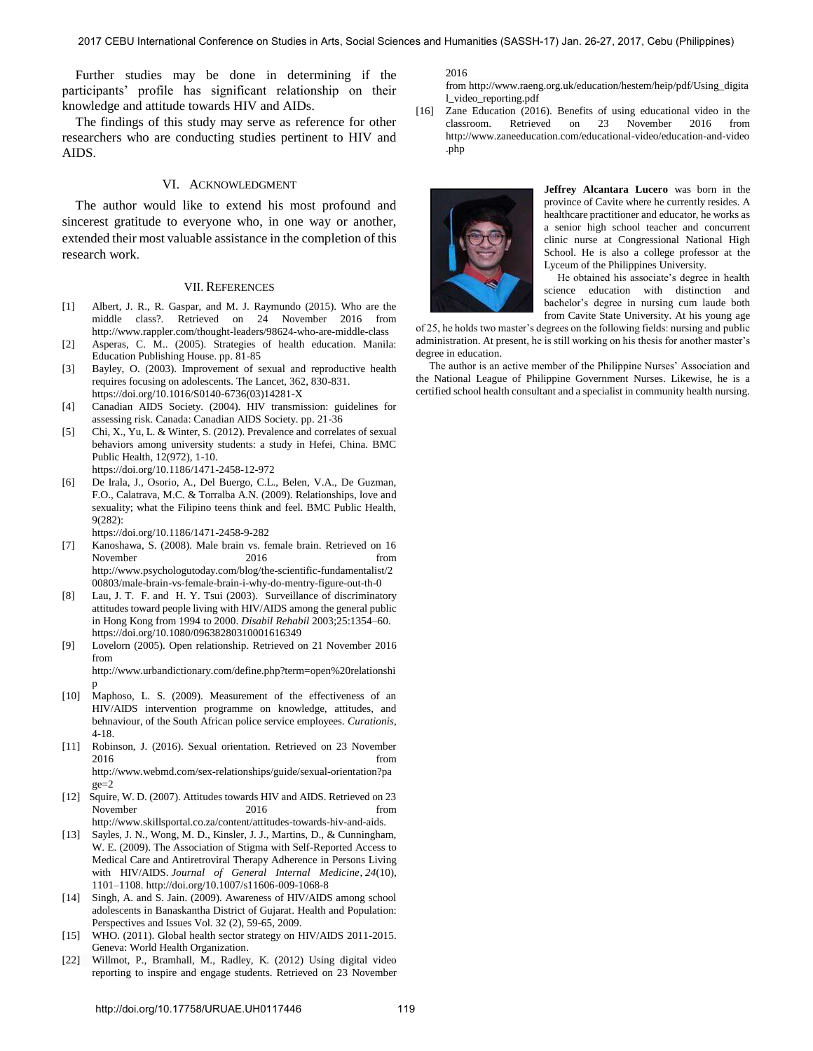Further studies may be done in determining if the participants' profile has significant relationship on their knowledge and attitude towards HIV and AIDs.

The findings of this study may serve as reference for other researchers who are conducting studies pertinent to HIV and AIDS.

## VI. Acknowledgment

The author would like to extend his most profound and sincerest gratitude to everyone who, in one way or another, extended their most valuable assistance in the completion of this research work.

## VII. References

[1] Albert, J. R., R. Gaspar, and M. J. Raymundo (2015). Who are the middle class?. Retrieved on 24 November 2016 from http://www.rappler.com/thought-leaders/98624-who-are-middle-class

[2] Asperas, C. M.. (2005). Strategies of health education. Manila: Education Publishing House. pp. 81-85

[3] Bayley, O. (2003). Improvement of sexual and reproductive health requires focusing on adolescents. The Lancet, 362, 830-831. https://doi.org/10.1016/S0140-6736(03)14281-X

[4] Canadian AIDS Society. (2004). HIV transmission: guidelines for assessing risk. Canada: Canadian AIDS Society. pp. 21-36

[5] Chi, X., Yu, L. & Winter, S. (2012). Prevalence and correlates of sexual behaviors among university students: a study in Hefei, China. BMC Public Health, 12(972), 1-10. https://doi.org/10.1186/1471-2458-12-972

[6] De Irala, J., Osorio, A., Del Buergo, C.L., Belen, V.A., De Guzman, F.O., Calatrava, M.C. & Torralba A.N. (2009). Relationships, love and sexuality; what the Filipino teens think and feel. BMC Public Health, 9(282): https://doi.org/10.1186/1471-2458-9-282

[7] Kanoshawa, S. (2008). Male brain vs. female brain. Retrieved on 16 November 2016 from http://www.psychologutoday.com/blog/the-scientific-fundamentalist/200803/male-brain-vs-female-brain-i-why-do-mentry-figure-out-th-0

[8] Lau, J. T. F. and H. Y. Tsui (2003). Surveillance of discriminatory attitudes toward people living with HIV/AIDS among the general public in Hong Kong from 1994 to 2000. *Disabil Rehabil* 2003;25:1354–60. https://doi.org/10.1080/09638280310001616349

[9] Lovelorn (2005). Open relationship. Retrieved on 21 November 2016 from http://www.urbandictionary.com/define.php?term=open%20relationship

[10] Maphoso, L. S. (2009). Measurement of the effectiveness of an HIV/AIDS intervention programme on knowledge, attitudes, and behnaviour, of the South African police service employees. *Curationis*, 4-18.

[11] Robinson, J. (2016). Sexual orientation. Retrieved on 23 November 2016 from http://www.webmd.com/sex-relationships/guide/sexual-orientation?page=2

[12] Squire, W. D. (2007). Attitudes towards HIV and AIDS. Retrieved on 23 November 2016 from http://www.skillsportal.co.za/content/attitudes-towards-hiv-and-aids.

[13] Sayles, J. N., Wong, M. D., Kinsler, J. J., Martins, D., & Cunningham, W. E. (2009). The Association of Stigma with Self-Reported Access to Medical Care and Antiretroviral Therapy Adherence in Persons Living with HIV/AIDS. *Journal of General Internal Medicine*, *24*(10), 1101–1108. http://doi.org/10.1007/s11606-009-1068-8

[14] Singh, A. and S. Jain. (2009). Awareness of HIV/AIDS among school adolescents in Banaskantha District of Gujarat. Health and Population: Perspectives and Issues Vol. 32 (2), 59-65, 2009.

[15] WHO. (2011). Global health sector strategy on HIV/AIDS 2011-2015. Geneva: World Health Organization.

[22] Willmot, P., Bramhall, M., Radley, K. (2012) Using digital video reporting to inspire and engage students. Retrieved on 23 November 2016 from http://www.raeng.org.uk/education/hestem/heip/pdf/Using_digital_video_reporting.pdf

[16] Zane Education (2016). Benefits of using educational video in the classroom. Retrieved on 23 November 2016 from http://www.zaneeducation.com/educational-video/education-and-video.php

**Jeffrey Alcantara Lucero** was born in the province of Cavite where he currently resides. A healthcare practitioner and educator, he works as a senior high school teacher and concurrent clinic nurse at Congressional National High School. He is also a college professor at the Lyceum of the Philippines University.

He obtained his associate's degree in health science education with distinction and bachelor's degree in nursing cum laude both from Cavite State University. At his young age of 25, he holds two master's degrees on the following fields: nursing and public administration. At present, he is still working on his thesis for another master's degree in education.

The author is an active member of the Philippine Nurses' Association and the National League of Philippine Government Nurses. Likewise, he is a certified school health consultant and a specialist in community health nursing.